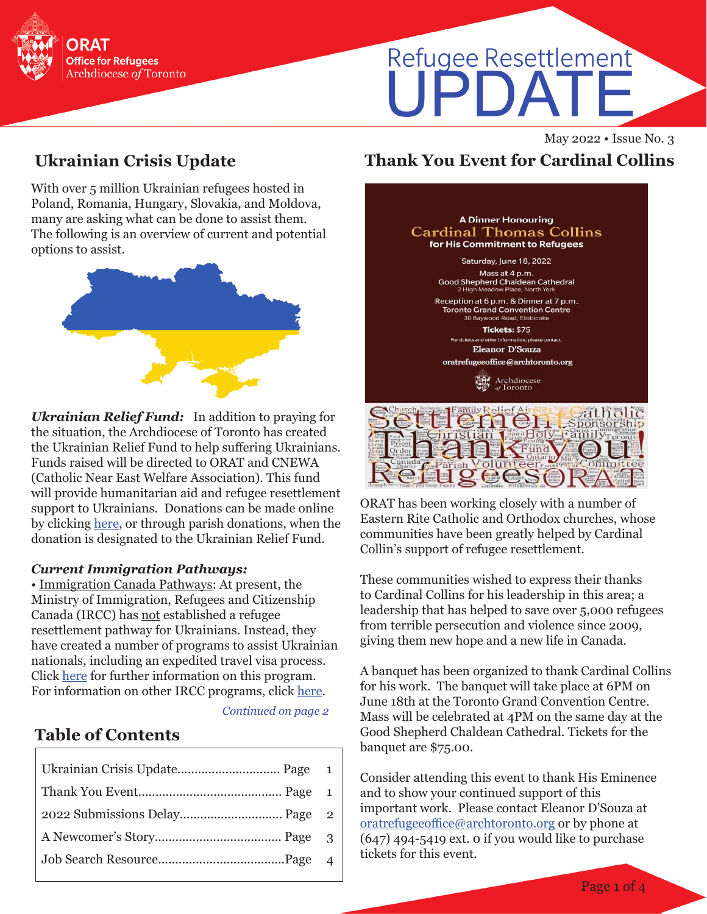ORAT
Office for Refugees
Archdiocese *of* Toronto

# Refugee Resettlement UPDATE

May 2022 • Issue No. 3

## Ukrainian Crisis Update

With over 5 million Ukrainian refugees hosted in Poland, Romania, Hungary, Slovakia, and Moldova, many are asking what can be done to assist them. The following is an overview of current and potential options to assist.

***Ukrainian Relief Fund:*** In addition to praying for the situation, the Archdiocese of Toronto has created the Ukrainian Relief Fund to help suffering Ukrainians. Funds raised will be directed to ORAT and CNEWA (Catholic Near East Welfare Association). This fund will provide humanitarian aid and refugee resettlement support to Ukrainians. Donations can be made online by clicking here, or through parish donations, when the donation is designated to the Ukrainian Relief Fund.

***Current Immigration Pathways:***

• Immigration Canada Pathways: At present, the Ministry of Immigration, Refugees and Citizenship Canada (IRCC) has not established a refugee resettlement pathway for Ukrainians. Instead, they have created a number of programs to assist Ukrainian nationals, including an expedited travel visa process. Click here for further information on this program. For information on other IRCC programs, click here.

*Continued on page 2*

## Table of Contents

| | |
|---|---|
| Ukrainian Crisis Update............................. Page | 1 |
| Thank You Event......................................... Page | 1 |
| 2022 Submissions Delay............................. Page | 2 |
| A Newcomer's Story.................................... Page | 3 |
| Job Search Resource....................................Page | 4 |

## Thank You Event for Cardinal Collins

A Dinner Honouring
Cardinal Thomas Collins
for His Commitment to Refugees

Saturday, June 18, 2022

Mass at 4 p.m.
Good Shepherd Chaldean Cathedral
2 High Meadow Place, North York

Reception at 6 p.m. & Dinner at 7 p.m.
Toronto Grand Convention Centre
30 Baywood Road, Etobicoke

**Tickets:** $75

For tickets and other information, please contact:
Eleanor D'Souza
oratrefugeeoffice@archtoronto.org

Archdiocese *of* Toronto

ORAT has been working closely with a number of Eastern Rite Catholic and Orthodox churches, whose communities have been greatly helped by Cardinal Collin's support of refugee resettlement.

These communities wished to express their thanks to Cardinal Collins for his leadership in this area; a leadership that has helped to save over 5,000 refugees from terrible persecution and violence since 2009, giving them new hope and a new life in Canada.

A banquet has been organized to thank Cardinal Collins for his work. The banquet will take place at 6PM on June 18th at the Toronto Grand Convention Centre. Mass will be celebrated at 4PM on the same day at the Good Shepherd Chaldean Cathedral. Tickets for the banquet are $75.00.

Consider attending this event to thank His Eminence and to show your continued support of this important work. Please contact Eleanor D'Souza at oratrefugeeoffice@archtoronto.org or by phone at (647) 494-5419 ext. 0 if you would like to purchase tickets for this event.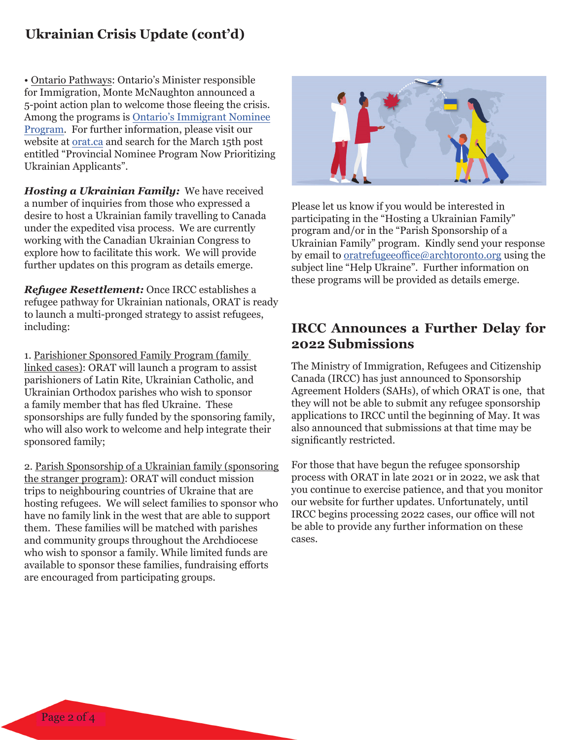## Ukrainian Crisis Update (cont'd)

• Ontario Pathways: Ontario's Minister responsible for Immigration, Monte McNaughton announced a 5-point action plan to welcome those fleeing the crisis. Among the programs is Ontario's Immigrant Nominee Program. For further information, please visit our website at orat.ca and search for the March 15th post entitled "Provincial Nominee Program Now Prioritizing Ukrainian Applicants".

***Hosting a Ukrainian Family:*** We have received a number of inquiries from those who expressed a desire to host a Ukrainian family travelling to Canada under the expedited visa process. We are currently working with the Canadian Ukrainian Congress to explore how to facilitate this work. We will provide further updates on this program as details emerge.

***Refugee Resettlement:*** Once IRCC establishes a refugee pathway for Ukrainian nationals, ORAT is ready to launch a multi-pronged strategy to assist refugees, including:

1. Parishioner Sponsored Family Program (family linked cases): ORAT will launch a program to assist parishioners of Latin Rite, Ukrainian Catholic, and Ukrainian Orthodox parishes who wish to sponsor a family member that has fled Ukraine. These sponsorships are fully funded by the sponsoring family, who will also work to welcome and help integrate their sponsored family;

2. Parish Sponsorship of a Ukrainian family (sponsoring the stranger program): ORAT will conduct mission trips to neighbouring countries of Ukraine that are hosting refugees. We will select families to sponsor who have no family link in the west that are able to support them. These families will be matched with parishes and community groups throughout the Archdiocese who wish to sponsor a family. While limited funds are available to sponsor these families, fundraising efforts are encouraged from participating groups.

Please let us know if you would be interested in participating in the "Hosting a Ukrainian Family" program and/or in the "Parish Sponsorship of a Ukrainian Family" program. Kindly send your response by email to oratrefugeeoffice@archtoronto.org using the subject line "Help Ukraine". Further information on these programs will be provided as details emerge.

## IRCC Announces a Further Delay for 2022 Submissions

The Ministry of Immigration, Refugees and Citizenship Canada (IRCC) has just announced to Sponsorship Agreement Holders (SAHs), of which ORAT is one, that they will not be able to submit any refugee sponsorship applications to IRCC until the beginning of May. It was also announced that submissions at that time may be significantly restricted.

For those that have begun the refugee sponsorship process with ORAT in late 2021 or in 2022, we ask that you continue to exercise patience, and that you monitor our website for further updates. Unfortunately, until IRCC begins processing 2022 cases, our office will not be able to provide any further information on these cases.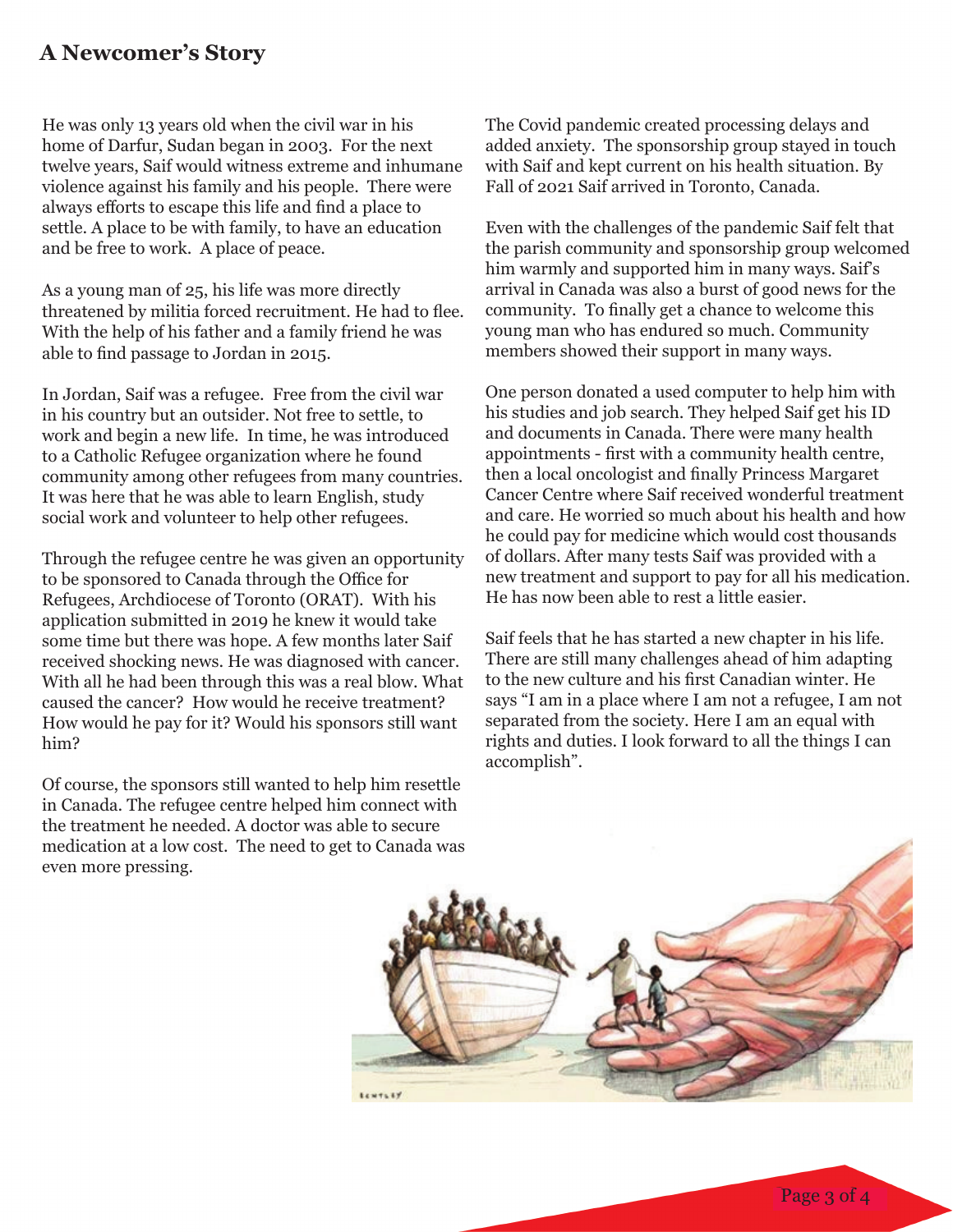## A Newcomer's Story

He was only 13 years old when the civil war in his home of Darfur, Sudan began in 2003. For the next twelve years, Saif would witness extreme and inhumane violence against his family and his people. There were always efforts to escape this life and find a place to settle. A place to be with family, to have an education and be free to work. A place of peace.

As a young man of 25, his life was more directly threatened by militia forced recruitment. He had to flee. With the help of his father and a family friend he was able to find passage to Jordan in 2015.

In Jordan, Saif was a refugee. Free from the civil war in his country but an outsider. Not free to settle, to work and begin a new life. In time, he was introduced to a Catholic Refugee organization where he found community among other refugees from many countries. It was here that he was able to learn English, study social work and volunteer to help other refugees.

Through the refugee centre he was given an opportunity to be sponsored to Canada through the Office for Refugees, Archdiocese of Toronto (ORAT). With his application submitted in 2019 he knew it would take some time but there was hope. A few months later Saif received shocking news. He was diagnosed with cancer. With all he had been through this was a real blow. What caused the cancer? How would he receive treatment? How would he pay for it? Would his sponsors still want him?

Of course, the sponsors still wanted to help him resettle in Canada. The refugee centre helped him connect with the treatment he needed. A doctor was able to secure medication at a low cost. The need to get to Canada was even more pressing.

The Covid pandemic created processing delays and added anxiety. The sponsorship group stayed in touch with Saif and kept current on his health situation. By Fall of 2021 Saif arrived in Toronto, Canada.

Even with the challenges of the pandemic Saif felt that the parish community and sponsorship group welcomed him warmly and supported him in many ways. Saif's arrival in Canada was also a burst of good news for the community. To finally get a chance to welcome this young man who has endured so much. Community members showed their support in many ways.

One person donated a used computer to help him with his studies and job search. They helped Saif get his ID and documents in Canada. There were many health appointments - first with a community health centre, then a local oncologist and finally Princess Margaret Cancer Centre where Saif received wonderful treatment and care. He worried so much about his health and how he could pay for medicine which would cost thousands of dollars. After many tests Saif was provided with a new treatment and support to pay for all his medication. He has now been able to rest a little easier.

Saif feels that he has started a new chapter in his life. There are still many challenges ahead of him adapting to the new culture and his first Canadian winter. He says "I am in a place where I am not a refugee, I am not separated from the society. Here I am an equal with rights and duties. I look forward to all the things I can accomplish".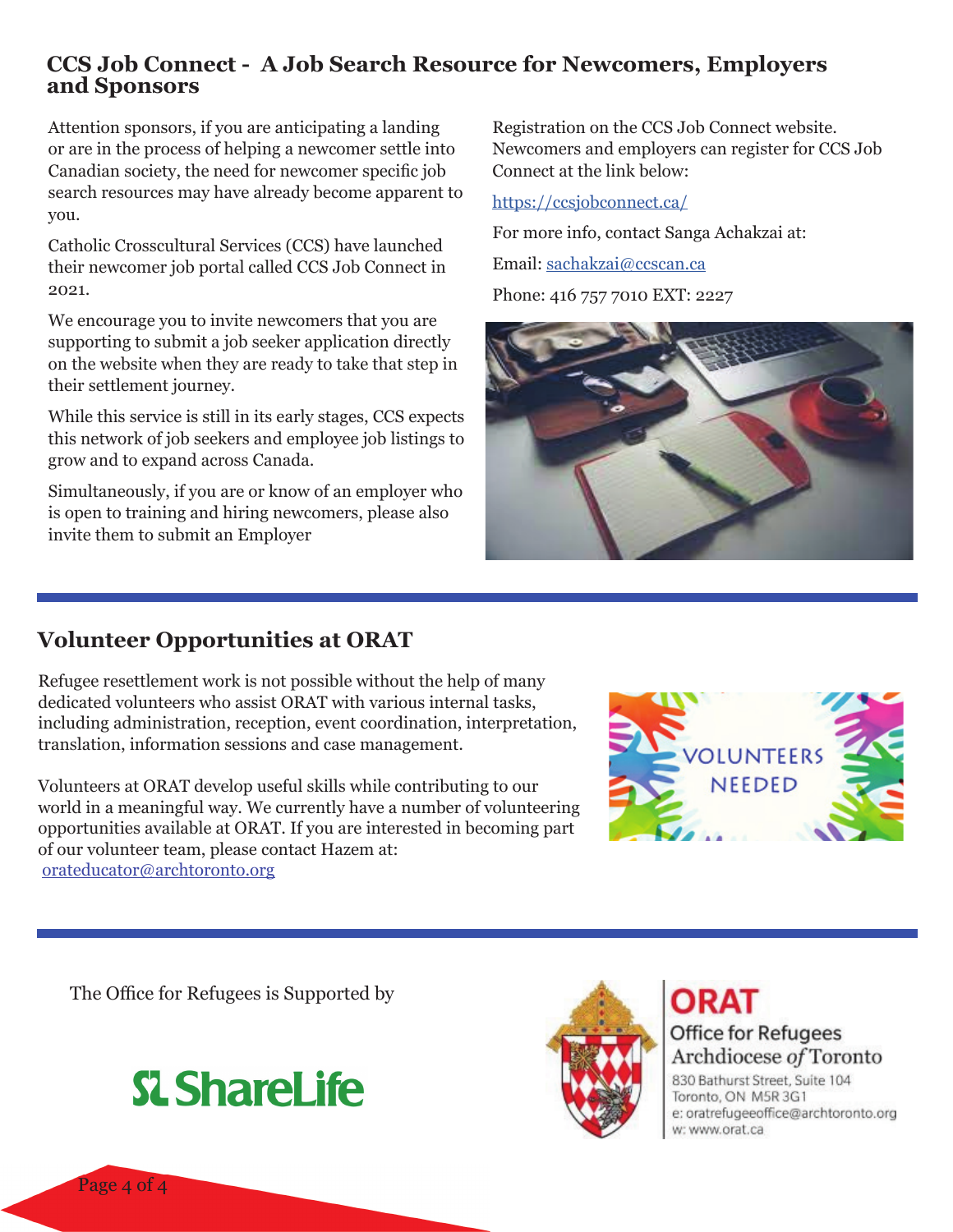## CCS Job Connect - A Job Search Resource for Newcomers, Employers and Sponsors

Attention sponsors, if you are anticipating a landing or are in the process of helping a newcomer settle into Canadian society, the need for newcomer specific job search resources may have already become apparent to you.

Catholic Crosscultural Services (CCS) have launched their newcomer job portal called CCS Job Connect in 2021.

We encourage you to invite newcomers that you are supporting to submit a job seeker application directly on the website when they are ready to take that step in their settlement journey.

While this service is still in its early stages, CCS expects this network of job seekers and employee job listings to grow and to expand across Canada.

Simultaneously, if you are or know of an employer who is open to training and hiring newcomers, please also invite them to submit an Employer Registration on the CCS Job Connect website. Newcomers and employers can register for CCS Job Connect at the link below:

https://ccsjobconnect.ca/

For more info, contact Sanga Achakzai at:

Email: sachakzai@ccscan.ca

Phone: 416 757 7010 EXT: 2227

## Volunteer Opportunities at ORAT

Refugee resettlement work is not possible without the help of many dedicated volunteers who assist ORAT with various internal tasks, including administration, reception, event coordination, interpretation, translation, information sessions and case management.

Volunteers at ORAT develop useful skills while contributing to our world in a meaningful way. We currently have a number of volunteering opportunities available at ORAT. If you are interested in becoming part of our volunteer team, please contact Hazem at: orateducator@archtoronto.org

VOLUNTEERS NEEDED

The Office for Refugees is Supported by

ShareLife

**ORAT**
Office for Refugees
Archdiocese *of* Toronto
830 Bathurst Street, Suite 104
Toronto, ON M5R 3G1
e: oratrefugeeoffice@archtoronto.org
w: www.orat.ca